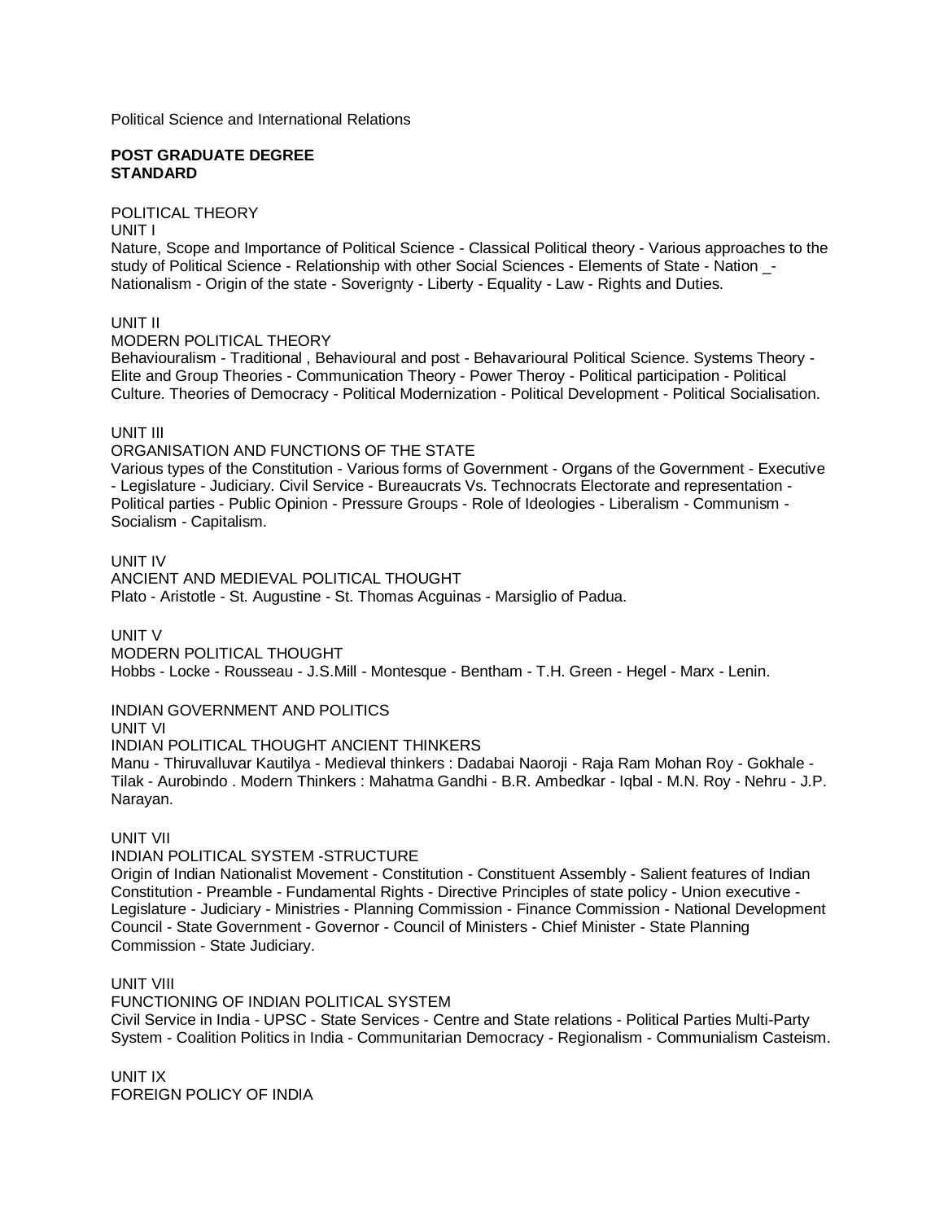Political Science and International Relations

**POST GRADUATE DEGREE STANDARD**

POLITICAL THEORY

UNIT I

Nature, Scope and Importance of Political Science - Classical Political theory - Various approaches to the study of Political Science - Relationship with other Social Sciences - Elements of State - Nation _- Nationalism - Origin of the state - Soverignty - Liberty - Equality - Law - Rights and Duties.

UNIT II

MODERN POLITICAL THEORY

Behaviouralism - Traditional , Behavioural and post - Behavarioural Political Science. Systems Theory - Elite and Group Theories - Communication Theory - Power Theroy - Political participation - Political Culture. Theories of Democracy - Political Modernization - Political Development - Political Socialisation.

UNIT III

ORGANISATION AND FUNCTIONS OF THE STATE

Various types of the Constitution - Various forms of Government - Organs of the Government - Executive - Legislature - Judiciary. Civil Service - Bureaucrats Vs. Technocrats Electorate and representation - Political parties - Public Opinion - Pressure Groups - Role of Ideologies - Liberalism - Communism - Socialism - Capitalism.

UNIT IV

ANCIENT AND MEDIEVAL POLITICAL THOUGHT

Plato - Aristotle - St. Augustine - St. Thomas Acguinas - Marsiglio of Padua.

UNIT V

MODERN POLITICAL THOUGHT

Hobbs - Locke - Rousseau - J.S.Mill - Montesque - Bentham - T.H. Green - Hegel - Marx - Lenin.

INDIAN GOVERNMENT AND POLITICS

UNIT VI

INDIAN POLITICAL THOUGHT ANCIENT THINKERS

Manu - Thiruvalluvar Kautilya - Medieval thinkers : Dadabai Naoroji - Raja Ram Mohan Roy - Gokhale - Tilak - Aurobindo . Modern Thinkers : Mahatma Gandhi - B.R. Ambedkar - Iqbal - M.N. Roy - Nehru - J.P. Narayan.

UNIT VII

INDIAN POLITICAL SYSTEM -STRUCTURE

Origin of Indian Nationalist Movement - Constitution - Constituent Assembly - Salient features of Indian Constitution - Preamble - Fundamental Rights - Directive Principles of state policy - Union executive - Legislature - Judiciary - Ministries - Planning Commission - Finance Commission - National Development Council - State Government - Governor - Council of Ministers - Chief Minister - State Planning Commission - State Judiciary.

UNIT VIII

FUNCTIONING OF INDIAN POLITICAL SYSTEM

Civil Service in India - UPSC - State Services - Centre and State relations - Political Parties Multi-Party System - Coalition Politics in India - Communitarian Democracy - Regionalism - Communialism Casteism.

UNIT IX

FOREIGN POLICY OF INDIA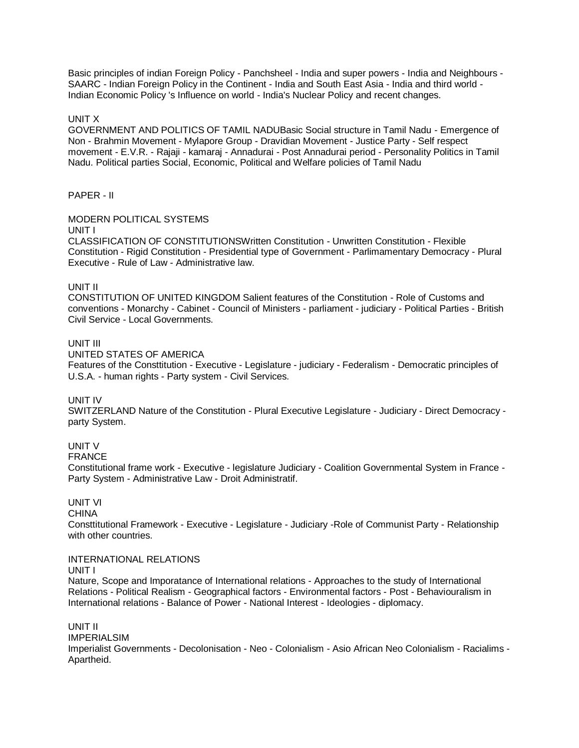Basic principles of indian Foreign Policy - Panchsheel - India and super powers - India and Neighbours - SAARC - Indian Foreign Policy in the Continent - India and South East Asia - India and third world - Indian Economic Policy 's Influence on world - India's Nuclear Policy and recent changes.

UNIT X

GOVERNMENT AND POLITICS OF TAMIL NADUBasic Social structure in Tamil Nadu - Emergence of Non - Brahmin Movement - Mylapore Group - Dravidian Movement - Justice Party - Self respect movement - E.V.R. - Rajaji - kamaraj - Annadurai - Post Annadurai period - Personality Politics in Tamil Nadu. Political parties Social, Economic, Political and Welfare policies of Tamil Nadu

PAPER - II

MODERN POLITICAL SYSTEMS

UNIT I

CLASSIFICATION OF CONSTITUTIONSWritten Constitution - Unwritten Constitution - Flexible Constitution - Rigid Constitution - Presidential type of Government - Parlimamentary Democracy - Plural Executive - Rule of Law - Administrative law.

UNIT II

CONSTITUTION OF UNITED KINGDOM Salient features of the Constitution - Role of Customs and conventions - Monarchy - Cabinet - Council of Ministers - parliament - judiciary - Political Parties - British Civil Service - Local Governments.

UNIT III

UNITED STATES OF AMERICA

Features of the Consttitution - Executive - Legislature - judiciary - Federalism - Democratic principles of U.S.A. - human rights - Party system - Civil Services.

UNIT IV

SWITZERLAND Nature of the Constitution - Plural Executive Legislature - Judiciary - Direct Democracy - party System.

UNIT V

FRANCE

Constitutional frame work - Executive - legislature Judiciary - Coalition Governmental System in France - Party System - Administrative Law - Droit Administratif.

UNIT VI

CHINA

Consttitutional Framework - Executive - Legislature - Judiciary -Role of Communist Party - Relationship with other countries.

INTERNATIONAL RELATIONS

UNIT I

Nature, Scope and Imporatance of International relations - Approaches to the study of International Relations - Political Realism - Geographical factors - Environmental factors - Post - Behaviouralism in International relations - Balance of Power - National Interest - Ideologies - diplomacy.

UNIT II

IMPERIALSIM

Imperialist Governments - Decolonisation - Neo - Colonialism - Asio African Neo Colonialism - Racialims - Apartheid.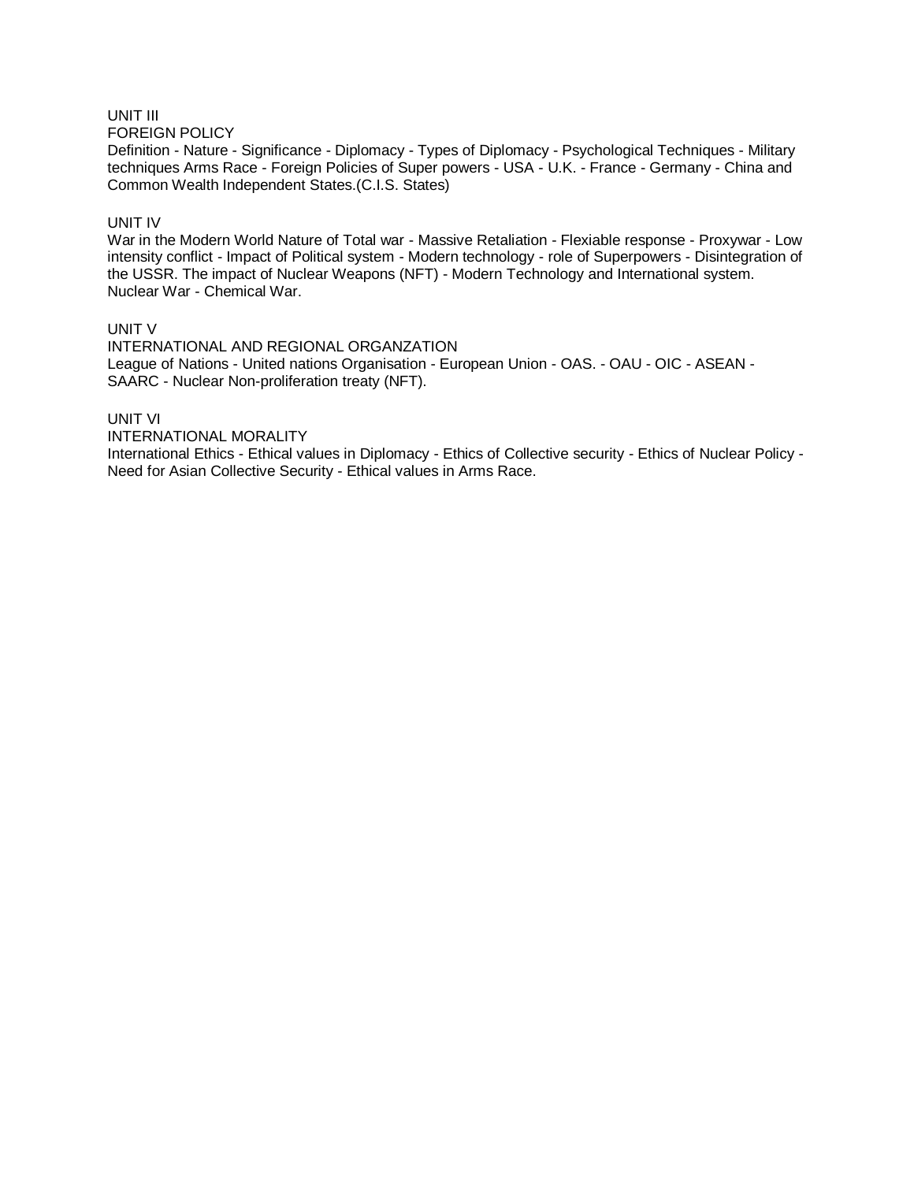UNIT III

FOREIGN POLICY

Definition - Nature - Significance - Diplomacy - Types of Diplomacy - Psychological Techniques - Military techniques Arms Race - Foreign Policies of Super powers - USA - U.K. - France - Germany - China and Common Wealth Independent States.(C.I.S. States)

UNIT IV

War in the Modern World Nature of Total war - Massive Retaliation - Flexiable response - Proxywar - Low intensity conflict - Impact of Political system - Modern technology - role of Superpowers - Disintegration of the USSR. The impact of Nuclear Weapons (NFT) - Modern Technology and International system. Nuclear War - Chemical War.

UNIT V

INTERNATIONAL AND REGIONAL ORGANZATION

League of Nations - United nations Organisation - European Union - OAS. - OAU - OIC - ASEAN - SAARC - Nuclear Non-proliferation treaty (NFT).

UNIT VI

INTERNATIONAL MORALITY

International Ethics - Ethical values in Diplomacy - Ethics of Collective security - Ethics of Nuclear Policy - Need for Asian Collective Security - Ethical values in Arms Race.